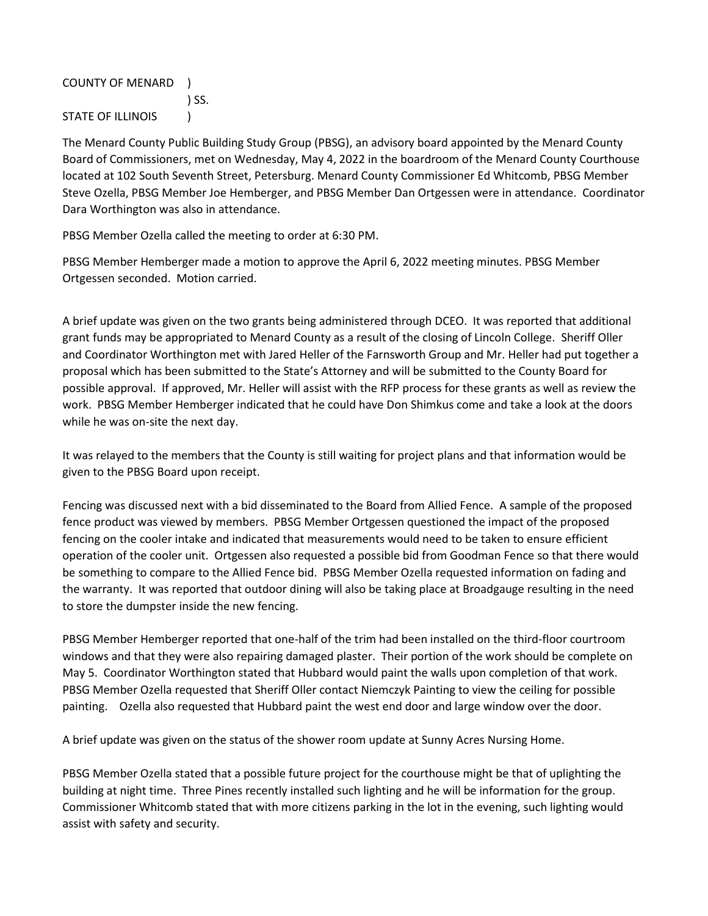COUNTY OF MENARD )
) SS.
STATE OF ILLINOIS )

The Menard County Public Building Study Group (PBSG), an advisory board appointed by the Menard County Board of Commissioners, met on Wednesday, May 4, 2022 in the boardroom of the Menard County Courthouse located at 102 South Seventh Street, Petersburg. Menard County Commissioner Ed Whitcomb, PBSG Member Steve Ozella, PBSG Member Joe Hemberger, and PBSG Member Dan Ortgessen were in attendance. Coordinator Dara Worthington was also in attendance.

PBSG Member Ozella called the meeting to order at 6:30 PM.

PBSG Member Hemberger made a motion to approve the April 6, 2022 meeting minutes. PBSG Member Ortgessen seconded. Motion carried.

A brief update was given on the two grants being administered through DCEO. It was reported that additional grant funds may be appropriated to Menard County as a result of the closing of Lincoln College. Sheriff Oller and Coordinator Worthington met with Jared Heller of the Farnsworth Group and Mr. Heller had put together a proposal which has been submitted to the State's Attorney and will be submitted to the County Board for possible approval. If approved, Mr. Heller will assist with the RFP process for these grants as well as review the work. PBSG Member Hemberger indicated that he could have Don Shimkus come and take a look at the doors while he was on-site the next day.

It was relayed to the members that the County is still waiting for project plans and that information would be given to the PBSG Board upon receipt.

Fencing was discussed next with a bid disseminated to the Board from Allied Fence. A sample of the proposed fence product was viewed by members. PBSG Member Ortgessen questioned the impact of the proposed fencing on the cooler intake and indicated that measurements would need to be taken to ensure efficient operation of the cooler unit. Ortgessen also requested a possible bid from Goodman Fence so that there would be something to compare to the Allied Fence bid. PBSG Member Ozella requested information on fading and the warranty. It was reported that outdoor dining will also be taking place at Broadgauge resulting in the need to store the dumpster inside the new fencing.

PBSG Member Hemberger reported that one-half of the trim had been installed on the third-floor courtroom windows and that they were also repairing damaged plaster. Their portion of the work should be complete on May 5. Coordinator Worthington stated that Hubbard would paint the walls upon completion of that work. PBSG Member Ozella requested that Sheriff Oller contact Niemczyk Painting to view the ceiling for possible painting. Ozella also requested that Hubbard paint the west end door and large window over the door.

A brief update was given on the status of the shower room update at Sunny Acres Nursing Home.

PBSG Member Ozella stated that a possible future project for the courthouse might be that of uplighting the building at night time. Three Pines recently installed such lighting and he will be information for the group. Commissioner Whitcomb stated that with more citizens parking in the lot in the evening, such lighting would assist with safety and security.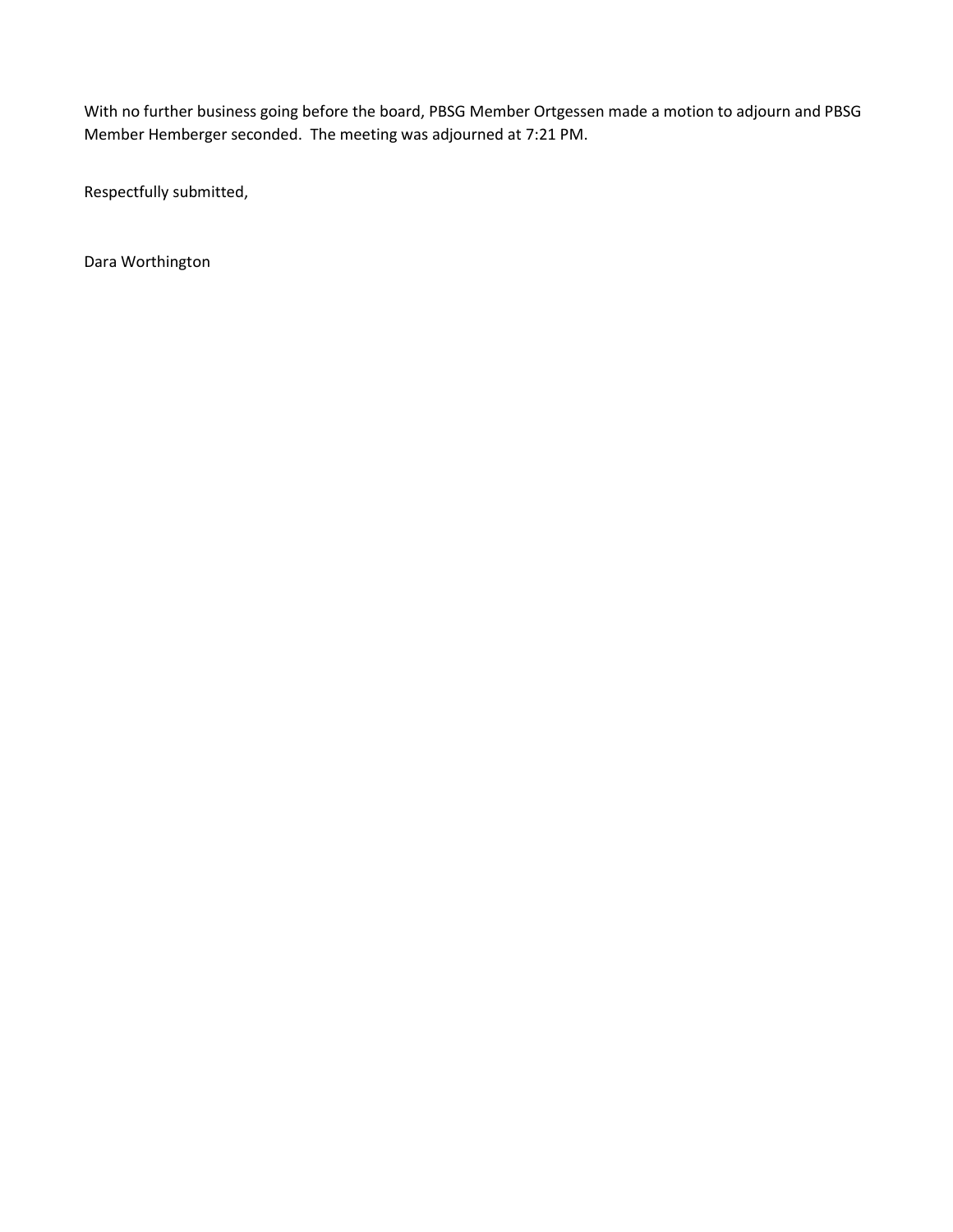With no further business going before the board, PBSG Member Ortgessen made a motion to adjourn and PBSG Member Hemberger seconded. The meeting was adjourned at 7:21 PM.

Respectfully submitted,

Dara Worthington